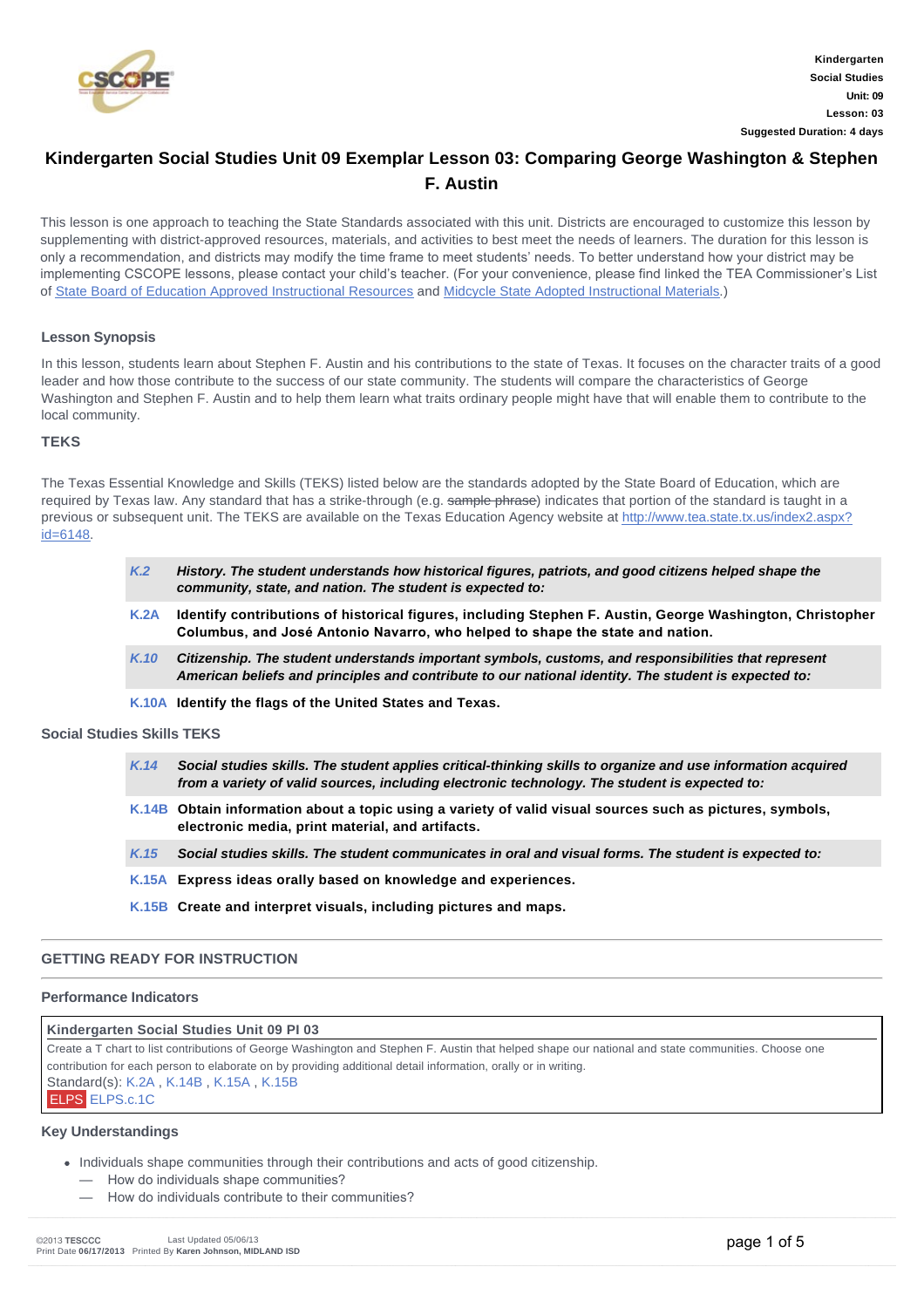Kindergarten
Social Studies
Unit: 09
Lesson: 03
Suggested Duration: 4 days

# Kindergarten Social Studies Unit 09 Exemplar Lesson 03: Comparing George Washington & Stephen F. Austin

This lesson is one approach to teaching the State Standards associated with this unit. Districts are encouraged to customize this lesson by supplementing with district-approved resources, materials, and activities to best meet the needs of learners. The duration for this lesson is only a recommendation, and districts may modify the time frame to meet students' needs. To better understand how your district may be implementing CSCOPE lessons, please contact your child's teacher. (For your convenience, please find linked the TEA Commissioner's List of State Board of Education Approved Instructional Resources and Midcycle State Adopted Instructional Materials.)

## Lesson Synopsis

In this lesson, students learn about Stephen F. Austin and his contributions to the state of Texas. It focuses on the character traits of a good leader and how those contribute to the success of our state community. The students will compare the characteristics of George Washington and Stephen F. Austin and to help them learn what traits ordinary people might have that will enable them to contribute to the local community.

## TEKS

The Texas Essential Knowledge and Skills (TEKS) listed below are the standards adopted by the State Board of Education, which are required by Texas law. Any standard that has a strike-through (e.g. ~~sample phrase~~) indicates that portion of the standard is taught in a previous or subsequent unit. The TEKS are available on the Texas Education Agency website at http://www.tea.state.tx.us/index2.aspx?id=6148.

- ***K.2*** ***History. The student understands how historical figures, patriots, and good citizens helped shape the community, state, and nation. The student is expected to:***
- **K.2A** **Identify contributions of historical figures, including Stephen F. Austin, George Washington, Christopher Columbus, and José Antonio Navarro, who helped to shape the state and nation.**
- ***K.10*** ***Citizenship. The student understands important symbols, customs, and responsibilities that represent American beliefs and principles and contribute to our national identity. The student is expected to:***
- **K.10A** **Identify the flags of the United States and Texas.**

### Social Studies Skills TEKS

- ***K.14*** ***Social studies skills. The student applies critical-thinking skills to organize and use information acquired from a variety of valid sources, including electronic technology. The student is expected to:***
- **K.14B** **Obtain information about a topic using a variety of valid visual sources such as pictures, symbols, electronic media, print material, and artifacts.**
- ***K.15*** ***Social studies skills. The student communicates in oral and visual forms. The student is expected to:***
- **K.15A** **Express ideas orally based on knowledge and experiences.**
- **K.15B** **Create and interpret visuals, including pictures and maps.**

## GETTING READY FOR INSTRUCTION

### Performance Indicators

**Kindergarten Social Studies Unit 09 PI 03**

Create a T chart to list contributions of George Washington and Stephen F. Austin that helped shape our national and state communities. Choose one contribution for each person to elaborate on by providing additional detail information, orally or in writing.

Standard(s): K.2A , K.14B , K.15A , K.15B

ELPS ELPS.c.1C

### Key Understandings

- Individuals shape communities through their contributions and acts of good citizenship.
  - — How do individuals shape communities?
  - — How do individuals contribute to their communities?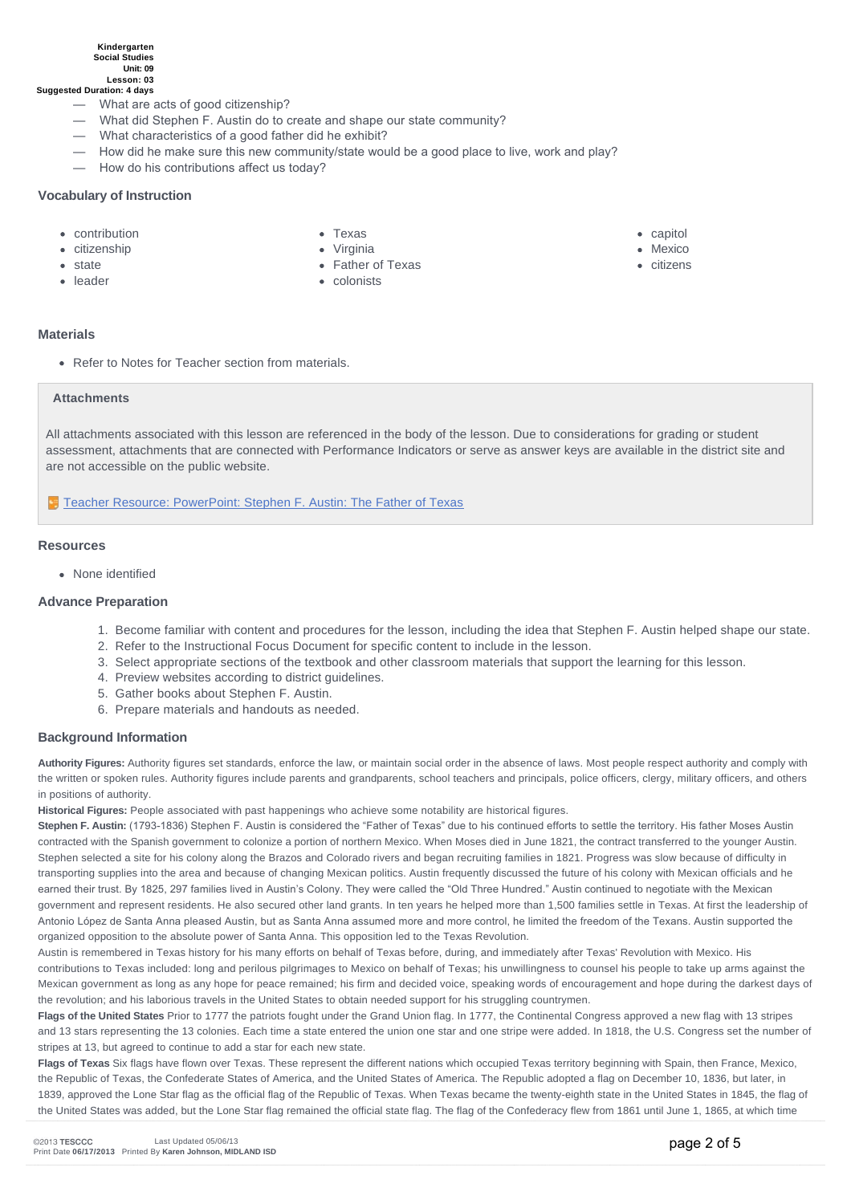- What are acts of good citizenship?
- What did Stephen F. Austin do to create and shape our state community?
- What characteristics of a good father did he exhibit?
- How did he make sure this new community/state would be a good place to live, work and play?
- How do his contributions affect us today?

## Vocabulary of Instruction

- contribution
- citizenship
- state
- leader
- Texas
- Virginia
- Father of Texas
- colonists
- capitol
- Mexico
- citizens

## Materials

- Refer to Notes for Teacher section from materials.

### Attachments

All attachments associated with this lesson are referenced in the body of the lesson. Due to considerations for grading or student assessment, attachments that are connected with Performance Indicators or serve as answer keys are available in the district site and are not accessible on the public website.

Teacher Resource: PowerPoint: Stephen F. Austin: The Father of Texas

## Resources

- None identified

## Advance Preparation

1. Become familiar with content and procedures for the lesson, including the idea that Stephen F. Austin helped shape our state.
2. Refer to the Instructional Focus Document for specific content to include in the lesson.
3. Select appropriate sections of the textbook and other classroom materials that support the learning for this lesson.
4. Preview websites according to district guidelines.
5. Gather books about Stephen F. Austin.
6. Prepare materials and handouts as needed.

## Background Information

**Authority Figures:** Authority figures set standards, enforce the law, or maintain social order in the absence of laws. Most people respect authority and comply with the written or spoken rules. Authority figures include parents and grandparents, school teachers and principals, police officers, clergy, military officers, and others in positions of authority.

**Historical Figures:** People associated with past happenings who achieve some notability are historical figures.

**Stephen F. Austin:** (1793-1836) Stephen F. Austin is considered the "Father of Texas" due to his continued efforts to settle the territory. His father Moses Austin contracted with the Spanish government to colonize a portion of northern Mexico. When Moses died in June 1821, the contract transferred to the younger Austin. Stephen selected a site for his colony along the Brazos and Colorado rivers and began recruiting families in 1821. Progress was slow because of difficulty in transporting supplies into the area and because of changing Mexican politics. Austin frequently discussed the future of his colony with Mexican officials and he earned their trust. By 1825, 297 families lived in Austin's Colony. They were called the "Old Three Hundred." Austin continued to negotiate with the Mexican government and represent residents. He also secured other land grants. In ten years he helped more than 1,500 families settle in Texas. At first the leadership of Antonio López de Santa Anna pleased Austin, but as Santa Anna assumed more and more control, he limited the freedom of the Texans. Austin supported the organized opposition to the absolute power of Santa Anna. This opposition led to the Texas Revolution.

Austin is remembered in Texas history for his many efforts on behalf of Texas before, during, and immediately after Texas' Revolution with Mexico. His contributions to Texas included: long and perilous pilgrimages to Mexico on behalf of Texas; his unwillingness to counsel his people to take up arms against the Mexican government as long as any hope for peace remained; his firm and decided voice, speaking words of encouragement and hope during the darkest days of the revolution; and his laborious travels in the United States to obtain needed support for his struggling countrymen.

**Flags of the United States** Prior to 1777 the patriots fought under the Grand Union flag. In 1777, the Continental Congress approved a new flag with 13 stripes and 13 stars representing the 13 colonies. Each time a state entered the union one star and one stripe were added. In 1818, the U.S. Congress set the number of stripes at 13, but agreed to continue to add a star for each new state.

**Flags of Texas** Six flags have flown over Texas. These represent the different nations which occupied Texas territory beginning with Spain, then France, Mexico, the Republic of Texas, the Confederate States of America, and the United States of America. The Republic adopted a flag on December 10, 1836, but later, in 1839, approved the Lone Star flag as the official flag of the Republic of Texas. When Texas became the twenty-eighth state in the United States in 1845, the flag of the United States was added, but the Lone Star flag remained the official state flag. The flag of the Confederacy flew from 1861 until June 1, 1865, at which time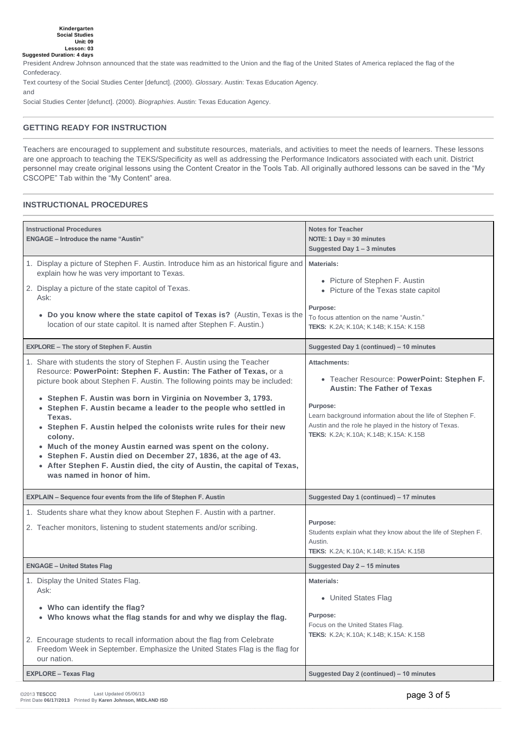President Andrew Johnson announced that the state was readmitted to the Union and the flag of the United States of America replaced the flag of the Confederacy.

Text courtesy of the Social Studies Center [defunct]. (2000). *Glossary*. Austin: Texas Education Agency.

and

Social Studies Center [defunct]. (2000). *Biographies*. Austin: Texas Education Agency.

## GETTING READY FOR INSTRUCTION

Teachers are encouraged to supplement and substitute resources, materials, and activities to meet the needs of learners. These lessons are one approach to teaching the TEKS/Specificity as well as addressing the Performance Indicators associated with each unit. District personnel may create original lessons using the Content Creator in the Tools Tab. All originally authored lessons can be saved in the "My CSCOPE" Tab within the "My Content" area.

## INSTRUCTIONAL PROCEDURES

| Instructional Procedures | Notes for Teacher |
|---|---|
| **ENGAGE – Introduce the name "Austin"** | **NOTE: 1 Day = 30 minutes**<br>**Suggested Day 1 – 3 minutes** |
| 1. Display a picture of Stephen F. Austin. Introduce him as an historical figure and explain how he was very important to Texas.<br>2. Display a picture of the state capitol of Texas.<br>Ask:<br>• **Do you know where the state capitol of Texas is?** (Austin, Texas is the location of our state capitol. It is named after Stephen F. Austin.) | **Materials:**<br>• Picture of Stephen F. Austin<br>• Picture of the Texas state capitol<br><br>**Purpose:**<br>To focus attention on the name "Austin."<br>**TEKS:** K.2A; K.10A; K.14B; K.15A: K.15B |
| **EXPLORE – The story of Stephen F. Austin** | **Suggested Day 1 (continued) – 10 minutes** |
| 1. Share with students the story of Stephen F. Austin using the Teacher Resource: **PowerPoint: Stephen F. Austin: The Father of Texas,** or a picture book about Stephen F. Austin. The following points may be included:<br>• **Stephen F. Austin was born in Virginia on November 3, 1793.**<br>• **Stephen F. Austin became a leader to the people who settled in Texas.**<br>• **Stephen F. Austin helped the colonists write rules for their new colony.**<br>• **Much of the money Austin earned was spent on the colony.**<br>• **Stephen F. Austin died on December 27, 1836, at the age of 43.**<br>• **After Stephen F. Austin died, the city of Austin, the capital of Texas, was named in honor of him.** | **Attachments:**<br>• Teacher Resource: **PowerPoint: Stephen F. Austin: The Father of Texas**<br><br>**Purpose:**<br>Learn background information about the life of Stephen F. Austin and the role he played in the history of Texas.<br>**TEKS:** K.2A; K.10A; K.14B; K.15A: K.15B |
| **EXPLAIN – Sequence four events from the life of Stephen F. Austin** | **Suggested Day 1 (continued) – 17 minutes** |
| 1. Students share what they know about Stephen F. Austin with a partner.<br>2. Teacher monitors, listening to student statements and/or scribing. | **Purpose:**<br>Students explain what they know about the life of Stephen F. Austin.<br>**TEKS:** K.2A; K.10A; K.14B; K.15A: K.15B |
| **ENGAGE – United States Flag** | **Suggested Day 2 – 15 minutes** |
| 1. Display the United States Flag.<br>Ask:<br>• **Who can identify the flag?**<br>• **Who knows what the flag stands for and why we display the flag.**<br>2. Encourage students to recall information about the flag from Celebrate Freedom Week in September. Emphasize the United States Flag is the flag for our nation. | **Materials:**<br>• United States Flag<br><br>**Purpose:**<br>Focus on the United States Flag.<br>**TEKS:** K.2A; K.10A; K.14B; K.15A: K.15B |
| **EXPLORE – Texas Flag** | **Suggested Day 2 (continued) – 10 minutes** |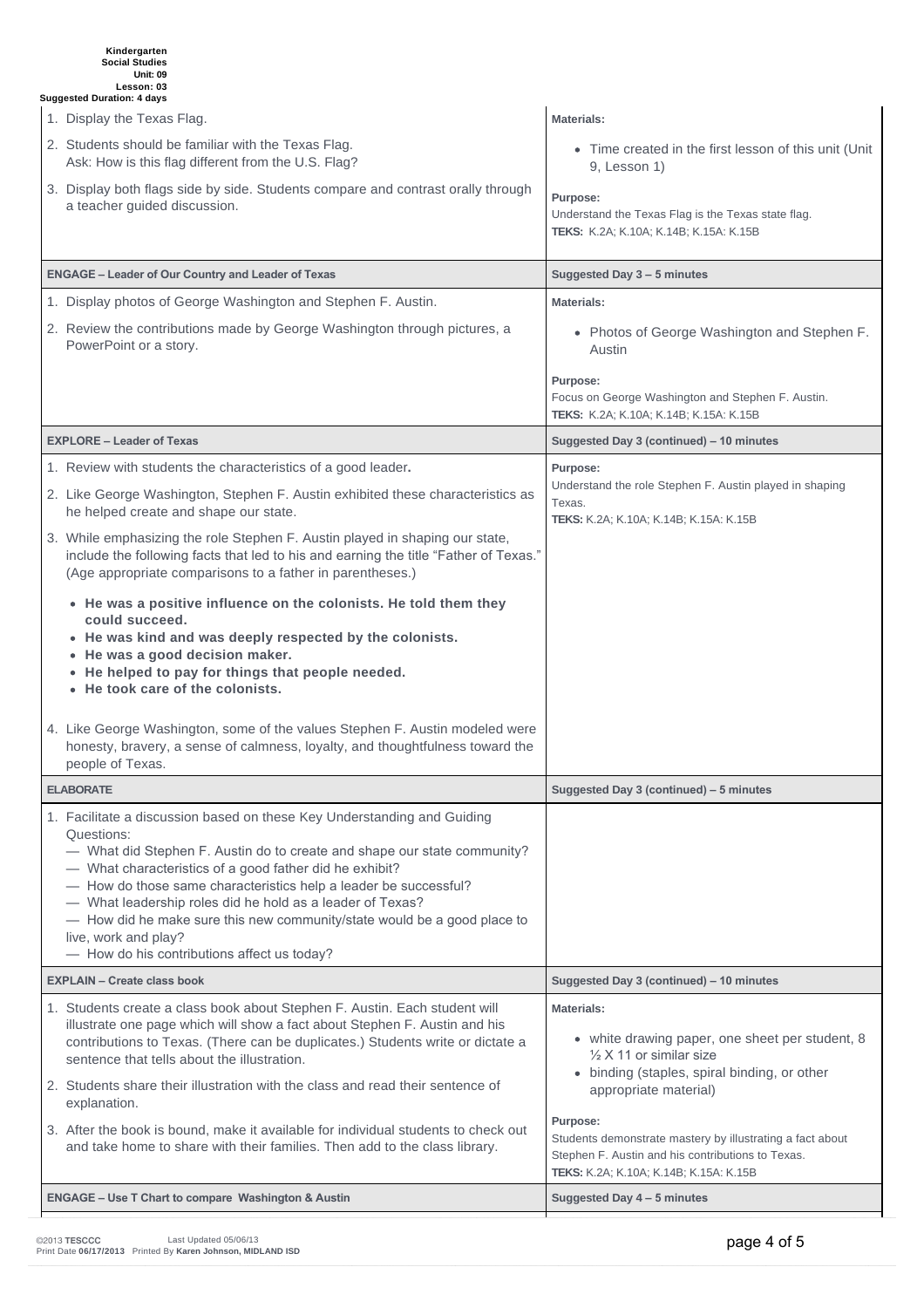| | |
|---|---|
| 1. Display the Texas Flag.<br>2. Students should be familiar with the Texas Flag. Ask: How is this flag different from the U.S. Flag?<br>3. Display both flags side by side. Students compare and contrast orally through a teacher guided discussion. | **Materials:**<br>• Time created in the first lesson of this unit (Unit 9, Lesson 1)<br>**Purpose:**<br>Understand the Texas Flag is the Texas state flag.<br>**TEKS:** K.2A; K.10A; K.14B; K.15A: K.15B |
| **ENGAGE – Leader of Our Country and Leader of Texas** | **Suggested Day 3 – 5 minutes** |
| 1. Display photos of George Washington and Stephen F. Austin.<br>2. Review the contributions made by George Washington through pictures, a PowerPoint or a story. | **Materials:**<br>• Photos of George Washington and Stephen F. Austin<br>**Purpose:**<br>Focus on George Washington and Stephen F. Austin.<br>**TEKS:** K.2A; K.10A; K.14B; K.15A: K.15B |
| **EXPLORE – Leader of Texas** | **Suggested Day 3 (continued) – 10 minutes** |
| 1. Review with students the characteristics of a good leader.<br>2. Like George Washington, Stephen F. Austin exhibited these characteristics as he helped create and shape our state.<br>3. While emphasizing the role Stephen F. Austin played in shaping our state, include the following facts that led to his and earning the title "Father of Texas." (Age appropriate comparisons to a father in parentheses.)<br>• **He was a positive influence on the colonists. He told them they could succeed.**<br>• **He was kind and was deeply respected by the colonists.**<br>• **He was a good decision maker.**<br>• **He helped to pay for things that people needed.**<br>• **He took care of the colonists.**<br>4. Like George Washington, some of the values Stephen F. Austin modeled were honesty, bravery, a sense of calmness, loyalty, and thoughtfulness toward the people of Texas. | **Purpose:**<br>Understand the role Stephen F. Austin played in shaping Texas.<br>**TEKS:** K.2A; K.10A; K.14B; K.15A: K.15B |
| **ELABORATE** | **Suggested Day 3 (continued) – 5 minutes** |
| 1. Facilitate a discussion based on these Key Understanding and Guiding Questions:<br>— What did Stephen F. Austin do to create and shape our state community?<br>— What characteristics of a good father did he exhibit?<br>— How do those same characteristics help a leader be successful?<br>— What leadership roles did he hold as a leader of Texas?<br>— How did he make sure this new community/state would be a good place to live, work and play?<br>— How do his contributions affect us today? | |
| **EXPLAIN – Create class book** | **Suggested Day 3 (continued) – 10 minutes** |
| 1. Students create a class book about Stephen F. Austin. Each student will illustrate one page which will show a fact about Stephen F. Austin and his contributions to Texas. (There can be duplicates.) Students write or dictate a sentence that tells about the illustration.<br>2. Students share their illustration with the class and read their sentence of explanation.<br>3. After the book is bound, make it available for individual students to check out and take home to share with their families. Then add to the class library. | **Materials:**<br>• white drawing paper, one sheet per student, 8 ½ X 11 or similar size<br>• binding (staples, spiral binding, or other appropriate material)<br>**Purpose:**<br>Students demonstrate mastery by illustrating a fact about Stephen F. Austin and his contributions to Texas.<br>**TEKS:** K.2A; K.10A; K.14B; K.15A: K.15B |
| **ENGAGE – Use T Chart to compare Washington & Austin** | **Suggested Day 4 – 5 minutes** |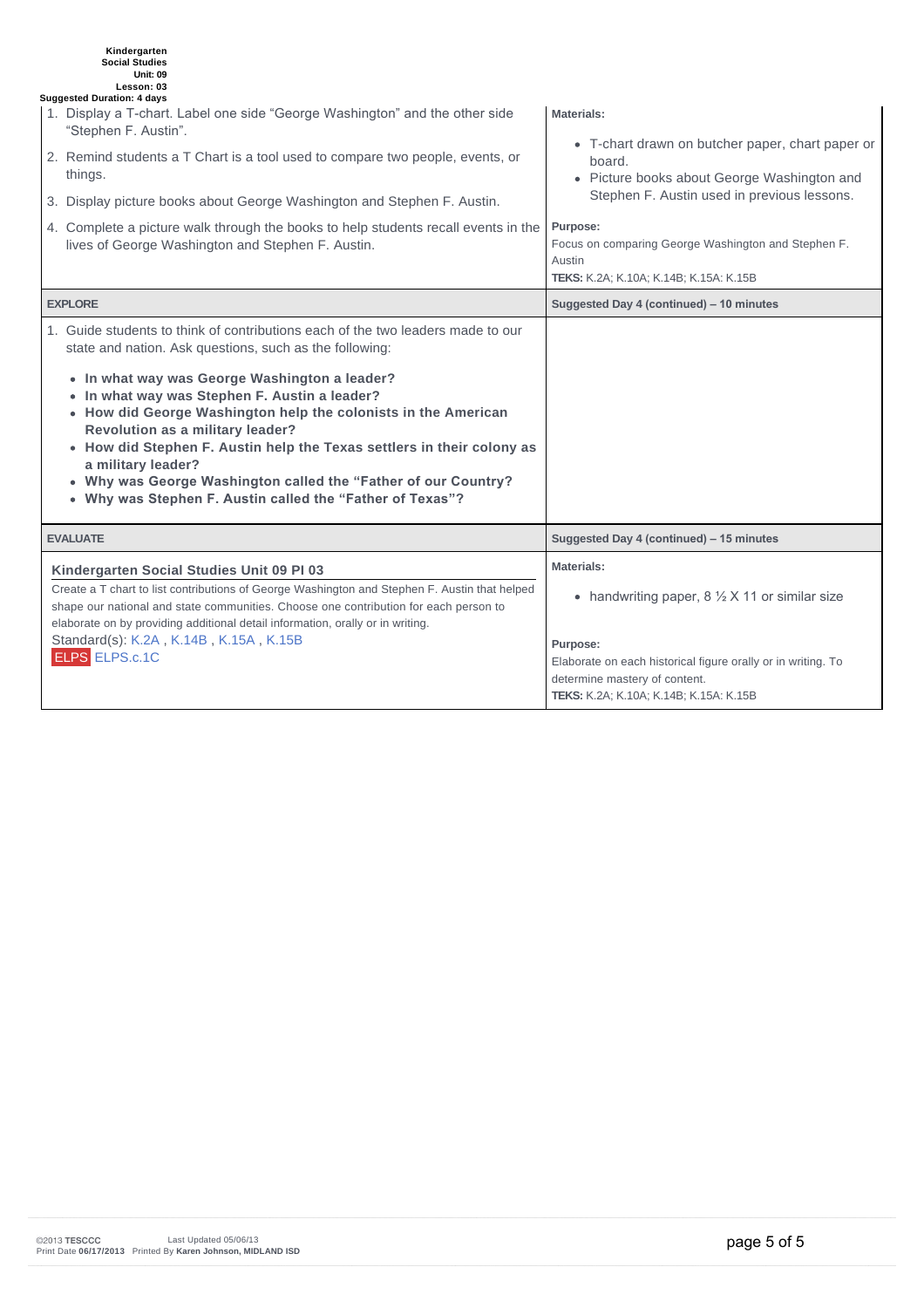Kindergarten
Social Studies
Unit: 09
Lesson: 03
Suggested Duration: 4 days

| | |
|---|---|
| 1. Display a T-chart. Label one side "George Washington" and the other side "Stephen F. Austin".<br>2. Remind students a T Chart is a tool used to compare two people, events, or things.<br>3. Display picture books about George Washington and Stephen F. Austin.<br>4. Complete a picture walk through the books to help students recall events in the lives of George Washington and Stephen F. Austin. | **Materials:**<br>• T-chart drawn on butcher paper, chart paper or board.<br>• Picture books about George Washington and Stephen F. Austin used in previous lessons.<br><br>**Purpose:**<br>Focus on comparing George Washington and Stephen F. Austin<br>**TEKS:** K.2A; K.10A; K.14B; K.15A: K.15B |
| **EXPLORE** | **Suggested Day 4 (continued) – 10 minutes** |
| 1. Guide students to think of contributions each of the two leaders made to our state and nation. Ask questions, such as the following:<br>• **In what way was George Washington a leader?**<br>• **In what way was Stephen F. Austin a leader?**<br>• **How did George Washington help the colonists in the American Revolution as a military leader?**<br>• **How did Stephen F. Austin help the Texas settlers in their colony as a military leader?**<br>• **Why was George Washington called the "Father of our Country?**<br>• **Why was Stephen F. Austin called the "Father of Texas"?** | |
| **EVALUATE** | **Suggested Day 4 (continued) – 15 minutes** |
| **Kindergarten Social Studies Unit 09 PI 03**<br>Create a T chart to list contributions of George Washington and Stephen F. Austin that helped shape our national and state communities. Choose one contribution for each person to elaborate on by providing additional detail information, orally or in writing.<br>Standard(s): K.2A , K.14B , K.15A , K.15B<br>ELPS ELPS.c.1C | **Materials:**<br>• handwriting paper, 8 ½ X 11 or similar size<br><br>**Purpose:**<br>Elaborate on each historical figure orally or in writing. To determine mastery of content.<br>**TEKS:** K.2A; K.10A; K.14B; K.15A: K.15B |

©2013 **TESCCC** Last Updated 05/06/13
Print Date **06/17/2013** Printed By **Karen Johnson, MIDLAND ISD**